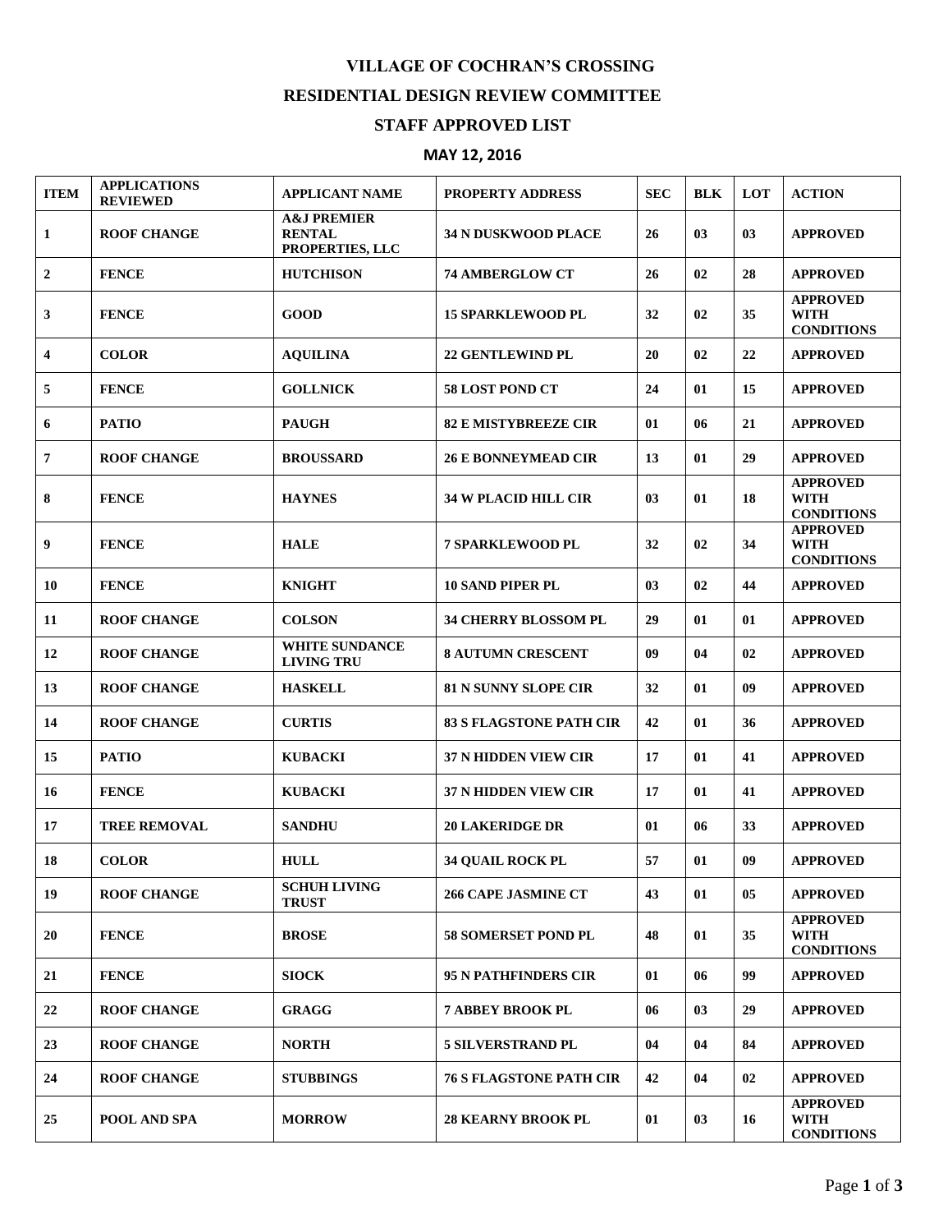# VILLAGE OF COCHRAN'S CROSSING

## RESIDENTIAL DESIGN REVIEW COMMITTEE

## STAFF APPROVED LIST

### MAY 12, 2016

| ITEM | APPLICATIONS REVIEWED | APPLICANT NAME | PROPERTY ADDRESS | SEC | BLK | LOT | ACTION |
|---|---|---|---|---|---|---|---|
| 1 | ROOF CHANGE | A&J PREMIER RENTAL PROPERTIES, LLC | 34 N DUSKWOOD PLACE | 26 | 03 | 03 | APPROVED |
| 2 | FENCE | HUTCHISON | 74 AMBERGLOW CT | 26 | 02 | 28 | APPROVED |
| 3 | FENCE | GOOD | 15 SPARKLEWOOD PL | 32 | 02 | 35 | APPROVED WITH CONDITIONS |
| 4 | COLOR | AQUILINA | 22 GENTLEWIND PL | 20 | 02 | 22 | APPROVED |
| 5 | FENCE | GOLLNICK | 58 LOST POND CT | 24 | 01 | 15 | APPROVED |
| 6 | PATIO | PAUGH | 82 E MISTYBREEZE CIR | 01 | 06 | 21 | APPROVED |
| 7 | ROOF CHANGE | BROUSSARD | 26 E BONNEYMEAD CIR | 13 | 01 | 29 | APPROVED |
| 8 | FENCE | HAYNES | 34 W PLACID HILL CIR | 03 | 01 | 18 | APPROVED WITH CONDITIONS |
| 9 | FENCE | HALE | 7 SPARKLEWOOD PL | 32 | 02 | 34 | APPROVED WITH CONDITIONS |
| 10 | FENCE | KNIGHT | 10 SAND PIPER PL | 03 | 02 | 44 | APPROVED |
| 11 | ROOF CHANGE | COLSON | 34 CHERRY BLOSSOM PL | 29 | 01 | 01 | APPROVED |
| 12 | ROOF CHANGE | WHITE SUNDANCE LIVING TRU | 8 AUTUMN CRESCENT | 09 | 04 | 02 | APPROVED |
| 13 | ROOF CHANGE | HASKELL | 81 N SUNNY SLOPE CIR | 32 | 01 | 09 | APPROVED |
| 14 | ROOF CHANGE | CURTIS | 83 S FLAGSTONE PATH CIR | 42 | 01 | 36 | APPROVED |
| 15 | PATIO | KUBACKI | 37 N HIDDEN VIEW CIR | 17 | 01 | 41 | APPROVED |
| 16 | FENCE | KUBACKI | 37 N HIDDEN VIEW CIR | 17 | 01 | 41 | APPROVED |
| 17 | TREE REMOVAL | SANDHU | 20 LAKERIDGE DR | 01 | 06 | 33 | APPROVED |
| 18 | COLOR | HULL | 34 QUAIL ROCK PL | 57 | 01 | 09 | APPROVED |
| 19 | ROOF CHANGE | SCHUH LIVING TRUST | 266 CAPE JASMINE CT | 43 | 01 | 05 | APPROVED |
| 20 | FENCE | BROSE | 58 SOMERSET POND PL | 48 | 01 | 35 | APPROVED WITH CONDITIONS |
| 21 | FENCE | SIOCK | 95 N PATHFINDERS CIR | 01 | 06 | 99 | APPROVED |
| 22 | ROOF CHANGE | GRAGG | 7 ABBEY BROOK PL | 06 | 03 | 29 | APPROVED |
| 23 | ROOF CHANGE | NORTH | 5 SILVERSTRAND PL | 04 | 04 | 84 | APPROVED |
| 24 | ROOF CHANGE | STUBBINGS | 76 S FLAGSTONE PATH CIR | 42 | 04 | 02 | APPROVED |
| 25 | POOL AND SPA | MORROW | 28 KEARNY BROOK PL | 01 | 03 | 16 | APPROVED WITH CONDITIONS |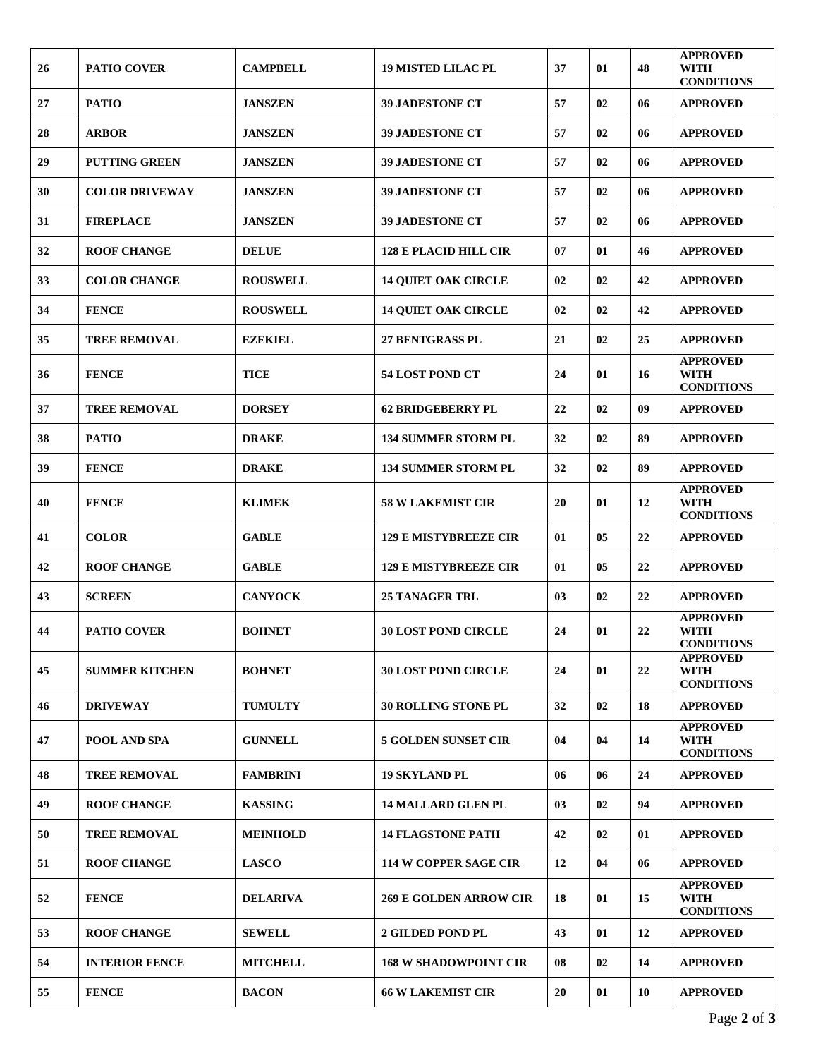| | | | | | | | |
|---|---|---|---|---|---|---|---|
| 26 | PATIO COVER | CAMPBELL | 19 MISTED LILAC PL | 37 | 01 | 48 | APPROVED WITH CONDITIONS |
| 27 | PATIO | JANSZEN | 39 JADESTONE CT | 57 | 02 | 06 | APPROVED |
| 28 | ARBOR | JANSZEN | 39 JADESTONE CT | 57 | 02 | 06 | APPROVED |
| 29 | PUTTING GREEN | JANSZEN | 39 JADESTONE CT | 57 | 02 | 06 | APPROVED |
| 30 | COLOR DRIVEWAY | JANSZEN | 39 JADESTONE CT | 57 | 02 | 06 | APPROVED |
| 31 | FIREPLACE | JANSZEN | 39 JADESTONE CT | 57 | 02 | 06 | APPROVED |
| 32 | ROOF CHANGE | DELUE | 128 E PLACID HILL CIR | 07 | 01 | 46 | APPROVED |
| 33 | COLOR CHANGE | ROUSWELL | 14 QUIET OAK CIRCLE | 02 | 02 | 42 | APPROVED |
| 34 | FENCE | ROUSWELL | 14 QUIET OAK CIRCLE | 02 | 02 | 42 | APPROVED |
| 35 | TREE REMOVAL | EZEKIEL | 27 BENTGRASS PL | 21 | 02 | 25 | APPROVED |
| 36 | FENCE | TICE | 54 LOST POND CT | 24 | 01 | 16 | APPROVED WITH CONDITIONS |
| 37 | TREE REMOVAL | DORSEY | 62 BRIDGEBERRY PL | 22 | 02 | 09 | APPROVED |
| 38 | PATIO | DRAKE | 134 SUMMER STORM PL | 32 | 02 | 89 | APPROVED |
| 39 | FENCE | DRAKE | 134 SUMMER STORM PL | 32 | 02 | 89 | APPROVED |
| 40 | FENCE | KLIMEK | 58 W LAKEMIST CIR | 20 | 01 | 12 | APPROVED WITH CONDITIONS |
| 41 | COLOR | GABLE | 129 E MISTYBREEZE CIR | 01 | 05 | 22 | APPROVED |
| 42 | ROOF CHANGE | GABLE | 129 E MISTYBREEZE CIR | 01 | 05 | 22 | APPROVED |
| 43 | SCREEN | CANYOCK | 25 TANAGER TRL | 03 | 02 | 22 | APPROVED |
| 44 | PATIO COVER | BOHNET | 30 LOST POND CIRCLE | 24 | 01 | 22 | APPROVED WITH CONDITIONS |
| 45 | SUMMER KITCHEN | BOHNET | 30 LOST POND CIRCLE | 24 | 01 | 22 | APPROVED WITH CONDITIONS |
| 46 | DRIVEWAY | TUMULTY | 30 ROLLING STONE PL | 32 | 02 | 18 | APPROVED |
| 47 | POOL AND SPA | GUNNELL | 5 GOLDEN SUNSET CIR | 04 | 04 | 14 | APPROVED WITH CONDITIONS |
| 48 | TREE REMOVAL | FAMBRINI | 19 SKYLAND PL | 06 | 06 | 24 | APPROVED |
| 49 | ROOF CHANGE | KASSING | 14 MALLARD GLEN PL | 03 | 02 | 94 | APPROVED |
| 50 | TREE REMOVAL | MEINHOLD | 14 FLAGSTONE PATH | 42 | 02 | 01 | APPROVED |
| 51 | ROOF CHANGE | LASCO | 114 W COPPER SAGE CIR | 12 | 04 | 06 | APPROVED |
| 52 | FENCE | DELARIVA | 269 E GOLDEN ARROW CIR | 18 | 01 | 15 | APPROVED WITH CONDITIONS |
| 53 | ROOF CHANGE | SEWELL | 2 GILDED POND PL | 43 | 01 | 12 | APPROVED |
| 54 | INTERIOR FENCE | MITCHELL | 168 W SHADOWPOINT CIR | 08 | 02 | 14 | APPROVED |
| 55 | FENCE | BACON | 66 W LAKEMIST CIR | 20 | 01 | 10 | APPROVED |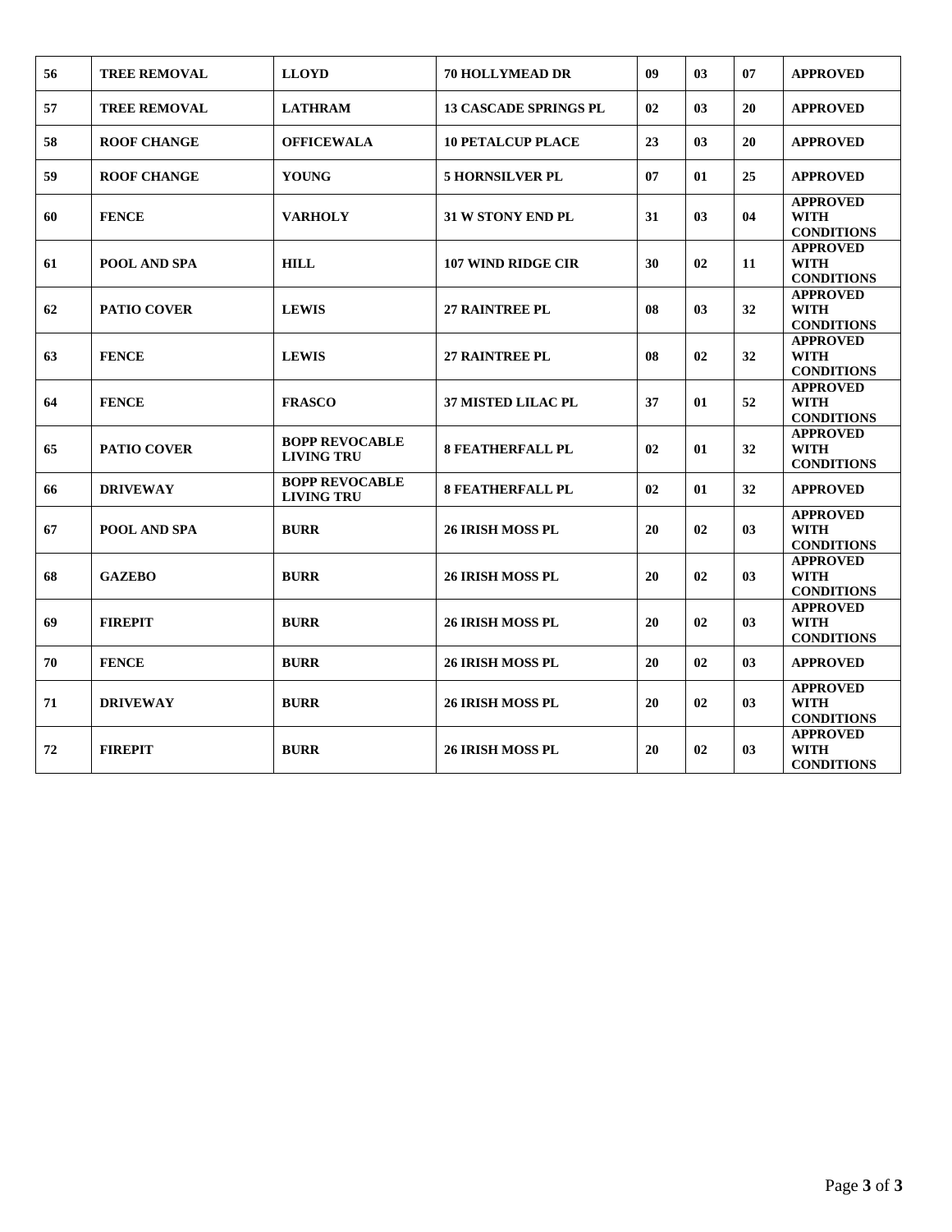| | | | | | | | |
|---|---|---|---|---|---|---|---|
| 56 | TREE REMOVAL | LLOYD | 70 HOLLYMEAD DR | 09 | 03 | 07 | APPROVED |
| 57 | TREE REMOVAL | LATHRAM | 13 CASCADE SPRINGS PL | 02 | 03 | 20 | APPROVED |
| 58 | ROOF CHANGE | OFFICEWALA | 10 PETALCUP PLACE | 23 | 03 | 20 | APPROVED |
| 59 | ROOF CHANGE | YOUNG | 5 HORNSILVER PL | 07 | 01 | 25 | APPROVED |
| 60 | FENCE | VARHOLY | 31 W STONY END PL | 31 | 03 | 04 | APPROVED WITH CONDITIONS |
| 61 | POOL AND SPA | HILL | 107 WIND RIDGE CIR | 30 | 02 | 11 | APPROVED WITH CONDITIONS |
| 62 | PATIO COVER | LEWIS | 27 RAINTREE PL | 08 | 03 | 32 | APPROVED WITH CONDITIONS |
| 63 | FENCE | LEWIS | 27 RAINTREE PL | 08 | 02 | 32 | APPROVED WITH CONDITIONS |
| 64 | FENCE | FRASCO | 37 MISTED LILAC PL | 37 | 01 | 52 | APPROVED WITH CONDITIONS |
| 65 | PATIO COVER | BOPP REVOCABLE LIVING TRU | 8 FEATHERFALL PL | 02 | 01 | 32 | APPROVED WITH CONDITIONS |
| 66 | DRIVEWAY | BOPP REVOCABLE LIVING TRU | 8 FEATHERFALL PL | 02 | 01 | 32 | APPROVED |
| 67 | POOL AND SPA | BURR | 26 IRISH MOSS PL | 20 | 02 | 03 | APPROVED WITH CONDITIONS |
| 68 | GAZEBO | BURR | 26 IRISH MOSS PL | 20 | 02 | 03 | APPROVED WITH CONDITIONS |
| 69 | FIREPIT | BURR | 26 IRISH MOSS PL | 20 | 02 | 03 | APPROVED WITH CONDITIONS |
| 70 | FENCE | BURR | 26 IRISH MOSS PL | 20 | 02 | 03 | APPROVED |
| 71 | DRIVEWAY | BURR | 26 IRISH MOSS PL | 20 | 02 | 03 | APPROVED WITH CONDITIONS |
| 72 | FIREPIT | BURR | 26 IRISH MOSS PL | 20 | 02 | 03 | APPROVED WITH CONDITIONS |